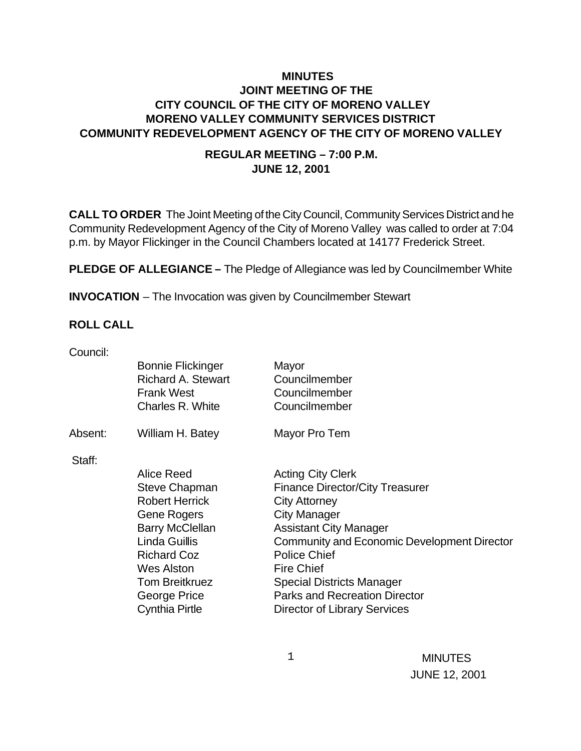# MINUTES
## JOINT MEETING OF THE
## CITY COUNCIL OF THE CITY OF MORENO VALLEY
## MORENO VALLEY COMMUNITY SERVICES DISTRICT
## COMMUNITY REDEVELOPMENT AGENCY OF THE CITY OF MORENO VALLEY

### REGULAR MEETING – 7:00 P.M.
### JUNE 12, 2001

**CALL TO ORDER** The Joint Meeting of the City Council, Community Services District and he Community Redevelopment Agency of the City of Moreno Valley was called to order at 7:04 p.m. by Mayor Flickinger in the Council Chambers located at 14177 Frederick Street.

**PLEDGE OF ALLEGIANCE –** The Pledge of Allegiance was led by Councilmember White

**INVOCATION** – The Invocation was given by Councilmember Stewart

**ROLL CALL**

Council:

| | | |
|---|---|---|
| | Bonnie Flickinger | Mayor |
| | Richard A. Stewart | Councilmember |
| | Frank West | Councilmember |
| | Charles R. White | Councilmember |
| Absent: | William H. Batey | Mayor Pro Tem |

Staff:

| | |
|---|---|
| Alice Reed | Acting City Clerk |
| Steve Chapman | Finance Director/City Treasurer |
| Robert Herrick | City Attorney |
| Gene Rogers | City Manager |
| Barry McClellan | Assistant City Manager |
| Linda Guillis | Community and Economic Development Director |
| Richard Coz | Police Chief |
| Wes Alston | Fire Chief |
| Tom Breitkruez | Special Districts Manager |
| George Price | Parks and Recreation Director |
| Cynthia Pirtle | Director of Library Services |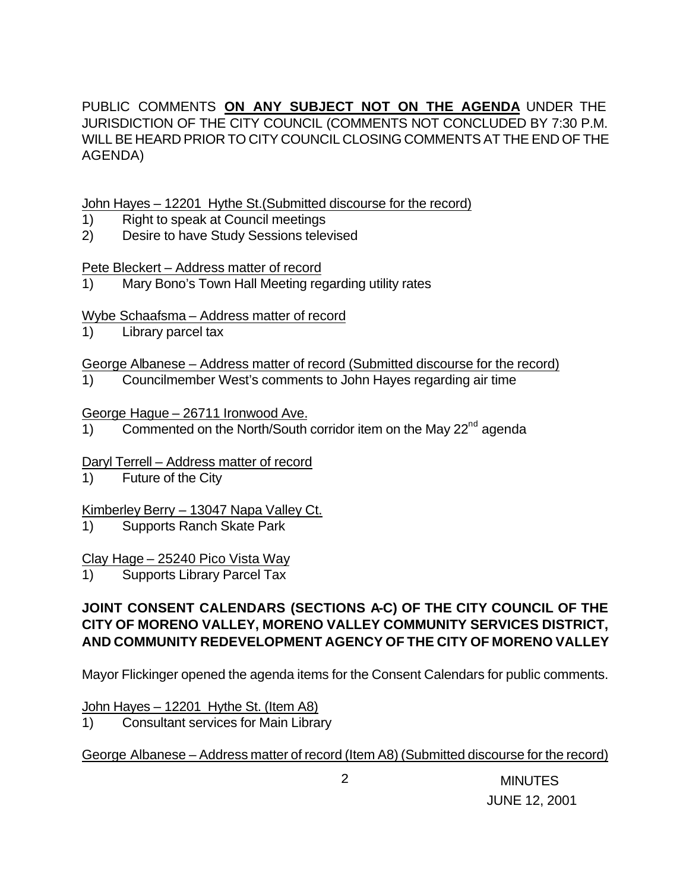PUBLIC COMMENTS **ON ANY SUBJECT NOT ON THE AGENDA** UNDER THE JURISDICTION OF THE CITY COUNCIL (COMMENTS NOT CONCLUDED BY 7:30 P.M. WILL BE HEARD PRIOR TO CITY COUNCIL CLOSING COMMENTS AT THE END OF THE AGENDA)

John Hayes – 12201 Hythe St.(Submitted discourse for the record)

1) Right to speak at Council meetings
2) Desire to have Study Sessions televised

Pete Bleckert – Address matter of record

1) Mary Bono's Town Hall Meeting regarding utility rates

Wybe Schaafsma – Address matter of record

1) Library parcel tax

George Albanese – Address matter of record (Submitted discourse for the record)

1) Councilmember West's comments to John Hayes regarding air time

George Hague – 26711 Ironwood Ave.

1) Commented on the North/South corridor item on the May 22nd agenda

Daryl Terrell – Address matter of record

1) Future of the City

Kimberley Berry – 13047 Napa Valley Ct.

1) Supports Ranch Skate Park

Clay Hage – 25240 Pico Vista Way

1) Supports Library Parcel Tax

**JOINT CONSENT CALENDARS (SECTIONS A-C) OF THE CITY COUNCIL OF THE CITY OF MORENO VALLEY, MORENO VALLEY COMMUNITY SERVICES DISTRICT, AND COMMUNITY REDEVELOPMENT AGENCY OF THE CITY OF MORENO VALLEY**

Mayor Flickinger opened the agenda items for the Consent Calendars for public comments.

John Hayes – 12201 Hythe St. (Item A8)

1) Consultant services for Main Library

George Albanese – Address matter of record (Item A8) (Submitted discourse for the record)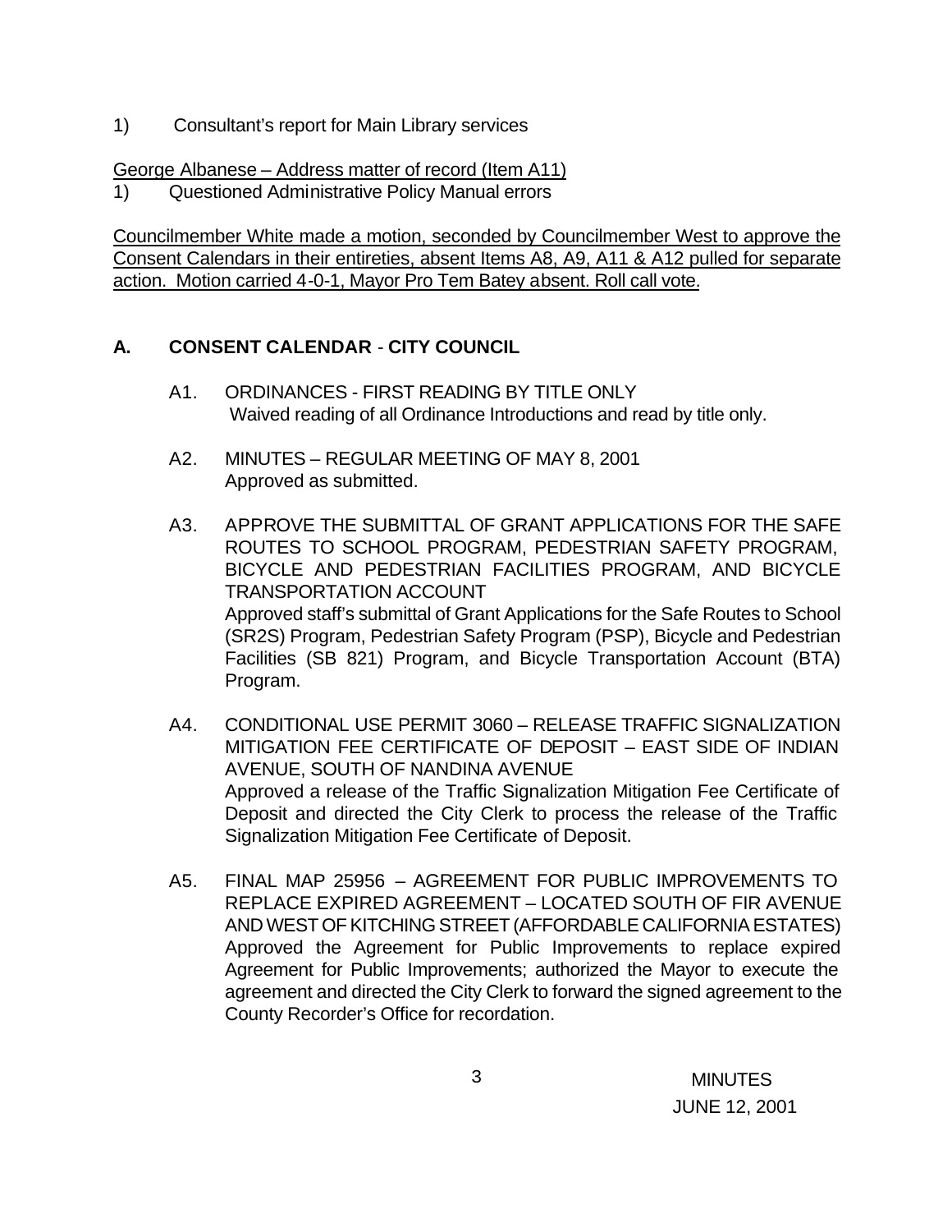1) Consultant's report for Main Library services

George Albanese – Address matter of record (Item A11)

1) Questioned Administrative Policy Manual errors

Councilmember White made a motion, seconded by Councilmember West to approve the Consent Calendars in their entireties, absent Items A8, A9, A11 & A12 pulled for separate action. Motion carried 4-0-1, Mayor Pro Tem Batey absent. Roll call vote.

## A. CONSENT CALENDAR - CITY COUNCIL

A1. ORDINANCES - FIRST READING BY TITLE ONLY
Waived reading of all Ordinance Introductions and read by title only.

A2. MINUTES – REGULAR MEETING OF MAY 8, 2001
Approved as submitted.

A3. APPROVE THE SUBMITTAL OF GRANT APPLICATIONS FOR THE SAFE ROUTES TO SCHOOL PROGRAM, PEDESTRIAN SAFETY PROGRAM, BICYCLE AND PEDESTRIAN FACILITIES PROGRAM, AND BICYCLE TRANSPORTATION ACCOUNT
Approved staff's submittal of Grant Applications for the Safe Routes to School (SR2S) Program, Pedestrian Safety Program (PSP), Bicycle and Pedestrian Facilities (SB 821) Program, and Bicycle Transportation Account (BTA) Program.

A4. CONDITIONAL USE PERMIT 3060 – RELEASE TRAFFIC SIGNALIZATION MITIGATION FEE CERTIFICATE OF DEPOSIT – EAST SIDE OF INDIAN AVENUE, SOUTH OF NANDINA AVENUE
Approved a release of the Traffic Signalization Mitigation Fee Certificate of Deposit and directed the City Clerk to process the release of the Traffic Signalization Mitigation Fee Certificate of Deposit.

A5. FINAL MAP 25956 – AGREEMENT FOR PUBLIC IMPROVEMENTS TO REPLACE EXPIRED AGREEMENT – LOCATED SOUTH OF FIR AVENUE AND WEST OF KITCHING STREET (AFFORDABLE CALIFORNIA ESTATES)
Approved the Agreement for Public Improvements to replace expired Agreement for Public Improvements; authorized the Mayor to execute the agreement and directed the City Clerk to forward the signed agreement to the County Recorder's Office for recordation.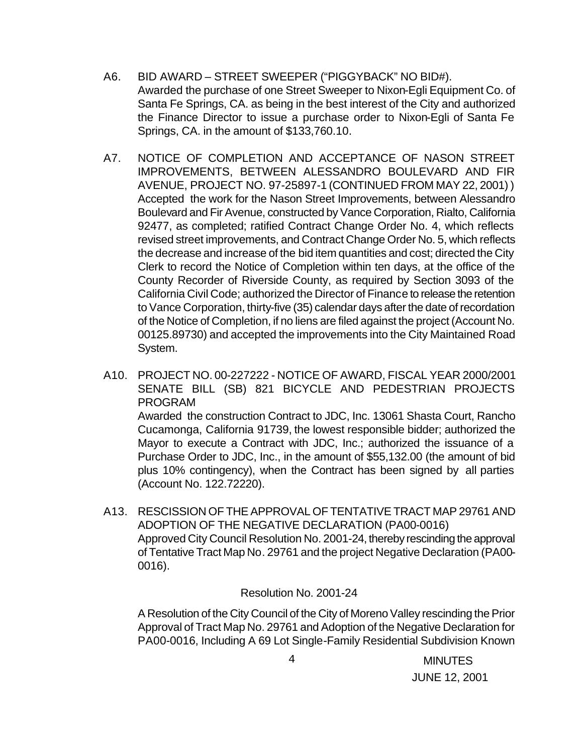A6. BID AWARD – STREET SWEEPER ("PIGGYBACK" NO BID#).
Awarded the purchase of one Street Sweeper to Nixon-Egli Equipment Co. of Santa Fe Springs, CA. as being in the best interest of the City and authorized the Finance Director to issue a purchase order to Nixon-Egli of Santa Fe Springs, CA. in the amount of $133,760.10.

A7. NOTICE OF COMPLETION AND ACCEPTANCE OF NASON STREET IMPROVEMENTS, BETWEEN ALESSANDRO BOULEVARD AND FIR AVENUE, PROJECT NO. 97-25897-1 (CONTINUED FROM MAY 22, 2001) )
Accepted the work for the Nason Street Improvements, between Alessandro Boulevard and Fir Avenue, constructed by Vance Corporation, Rialto, California 92477, as completed; ratified Contract Change Order No. 4, which reflects revised street improvements, and Contract Change Order No. 5, which reflects the decrease and increase of the bid item quantities and cost; directed the City Clerk to record the Notice of Completion within ten days, at the office of the County Recorder of Riverside County, as required by Section 3093 of the California Civil Code; authorized the Director of Finance to release the retention to Vance Corporation, thirty-five (35) calendar days after the date of recordation of the Notice of Completion, if no liens are filed against the project (Account No. 00125.89730) and accepted the improvements into the City Maintained Road System.

A10. PROJECT NO. 00-227222 - NOTICE OF AWARD, FISCAL YEAR 2000/2001 SENATE BILL (SB) 821 BICYCLE AND PEDESTRIAN PROJECTS PROGRAM
Awarded the construction Contract to JDC, Inc. 13061 Shasta Court, Rancho Cucamonga, California 91739, the lowest responsible bidder; authorized the Mayor to execute a Contract with JDC, Inc.; authorized the issuance of a Purchase Order to JDC, Inc., in the amount of $55,132.00 (the amount of bid plus 10% contingency), when the Contract has been signed by all parties (Account No. 122.72220).

A13. RESCISSION OF THE APPROVAL OF TENTATIVE TRACT MAP 29761 AND ADOPTION OF THE NEGATIVE DECLARATION (PA00-0016)
Approved City Council Resolution No. 2001-24, thereby rescinding the approval of Tentative Tract Map No. 29761 and the project Negative Declaration (PA00-0016).

Resolution No. 2001-24

A Resolution of the City Council of the City of Moreno Valley rescinding the Prior Approval of Tract Map No. 29761 and Adoption of the Negative Declaration for PA00-0016, Including A 69 Lot Single-Family Residential Subdivision Known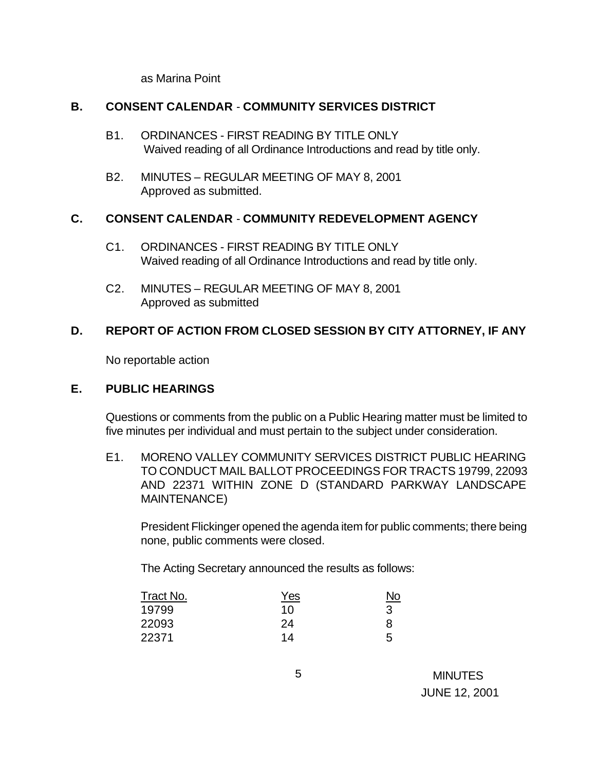as Marina Point

## B. CONSENT CALENDAR - COMMUNITY SERVICES DISTRICT

B1. ORDINANCES - FIRST READING BY TITLE ONLY
Waived reading of all Ordinance Introductions and read by title only.

B2. MINUTES – REGULAR MEETING OF MAY 8, 2001
Approved as submitted.

## C. CONSENT CALENDAR - COMMUNITY REDEVELOPMENT AGENCY

C1. ORDINANCES - FIRST READING BY TITLE ONLY
Waived reading of all Ordinance Introductions and read by title only.

C2. MINUTES – REGULAR MEETING OF MAY 8, 2001
Approved as submitted

## D. REPORT OF ACTION FROM CLOSED SESSION BY CITY ATTORNEY, IF ANY

No reportable action

## E. PUBLIC HEARINGS

Questions or comments from the public on a Public Hearing matter must be limited to five minutes per individual and must pertain to the subject under consideration.

E1. MORENO VALLEY COMMUNITY SERVICES DISTRICT PUBLIC HEARING TO CONDUCT MAIL BALLOT PROCEEDINGS FOR TRACTS 19799, 22093 AND 22371 WITHIN ZONE D (STANDARD PARKWAY LANDSCAPE MAINTENANCE)

President Flickinger opened the agenda item for public comments; there being none, public comments were closed.

The Acting Secretary announced the results as follows:

| Tract No. | Yes | No |
|---|---|---|
| 19799 | 10 | 3 |
| 22093 | 24 | 8 |
| 22371 | 14 | 5 |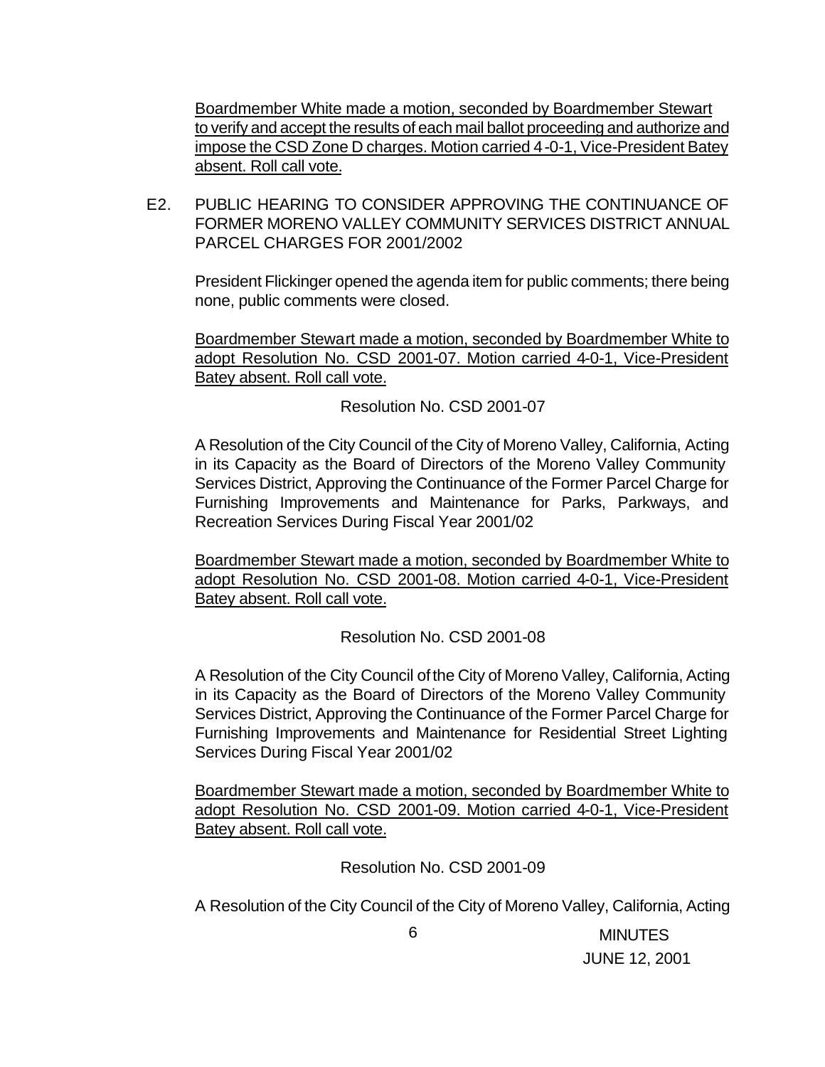Boardmember White made a motion, seconded by Boardmember Stewart to verify and accept the results of each mail ballot proceeding and authorize and impose the CSD Zone D charges. Motion carried 4-0-1, Vice-President Batey absent. Roll call vote.

E2. PUBLIC HEARING TO CONSIDER APPROVING THE CONTINUANCE OF FORMER MORENO VALLEY COMMUNITY SERVICES DISTRICT ANNUAL PARCEL CHARGES FOR 2001/2002

President Flickinger opened the agenda item for public comments; there being none, public comments were closed.

Boardmember Stewart made a motion, seconded by Boardmember White to adopt Resolution No. CSD 2001-07. Motion carried 4-0-1, Vice-President Batey absent. Roll call vote.

Resolution No. CSD 2001-07

A Resolution of the City Council of the City of Moreno Valley, California, Acting in its Capacity as the Board of Directors of the Moreno Valley Community Services District, Approving the Continuance of the Former Parcel Charge for Furnishing Improvements and Maintenance for Parks, Parkways, and Recreation Services During Fiscal Year 2001/02

Boardmember Stewart made a motion, seconded by Boardmember White to adopt Resolution No. CSD 2001-08. Motion carried 4-0-1, Vice-President Batey absent. Roll call vote.

Resolution No. CSD 2001-08

A Resolution of the City Council of the City of Moreno Valley, California, Acting in its Capacity as the Board of Directors of the Moreno Valley Community Services District, Approving the Continuance of the Former Parcel Charge for Furnishing Improvements and Maintenance for Residential Street Lighting Services During Fiscal Year 2001/02

Boardmember Stewart made a motion, seconded by Boardmember White to adopt Resolution No. CSD 2001-09. Motion carried 4-0-1, Vice-President Batey absent. Roll call vote.

Resolution No. CSD 2001-09

A Resolution of the City Council of the City of Moreno Valley, California, Acting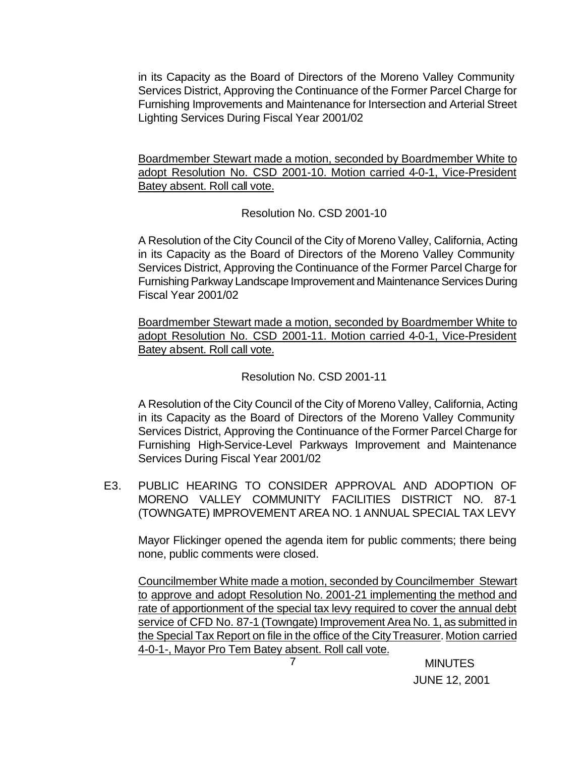in its Capacity as the Board of Directors of the Moreno Valley Community Services District, Approving the Continuance of the Former Parcel Charge for Furnishing Improvements and Maintenance for Intersection and Arterial Street Lighting Services During Fiscal Year 2001/02

Boardmember Stewart made a motion, seconded by Boardmember White to adopt Resolution No. CSD 2001-10. Motion carried 4-0-1, Vice-President Batey absent. Roll call vote.

Resolution No. CSD 2001-10

A Resolution of the City Council of the City of Moreno Valley, California, Acting in its Capacity as the Board of Directors of the Moreno Valley Community Services District, Approving the Continuance of the Former Parcel Charge for Furnishing Parkway Landscape Improvement and Maintenance Services During Fiscal Year 2001/02

Boardmember Stewart made a motion, seconded by Boardmember White to adopt Resolution No. CSD 2001-11. Motion carried 4-0-1, Vice-President Batey absent. Roll call vote.

Resolution No. CSD 2001-11

A Resolution of the City Council of the City of Moreno Valley, California, Acting in its Capacity as the Board of Directors of the Moreno Valley Community Services District, Approving the Continuance of the Former Parcel Charge for Furnishing High-Service-Level Parkways Improvement and Maintenance Services During Fiscal Year 2001/02

E3. PUBLIC HEARING TO CONSIDER APPROVAL AND ADOPTION OF MORENO VALLEY COMMUNITY FACILITIES DISTRICT NO. 87-1 (TOWNGATE) IMPROVEMENT AREA NO. 1 ANNUAL SPECIAL TAX LEVY

Mayor Flickinger opened the agenda item for public comments; there being none, public comments were closed.

Councilmember White made a motion, seconded by Councilmember Stewart to approve and adopt Resolution No. 2001-21 implementing the method and rate of apportionment of the special tax levy required to cover the annual debt service of CFD No. 87-1 (Towngate) Improvement Area No. 1, as submitted in the Special Tax Report on file in the office of the City Treasurer. Motion carried 4-0-1-, Mayor Pro Tem Batey absent. Roll call vote.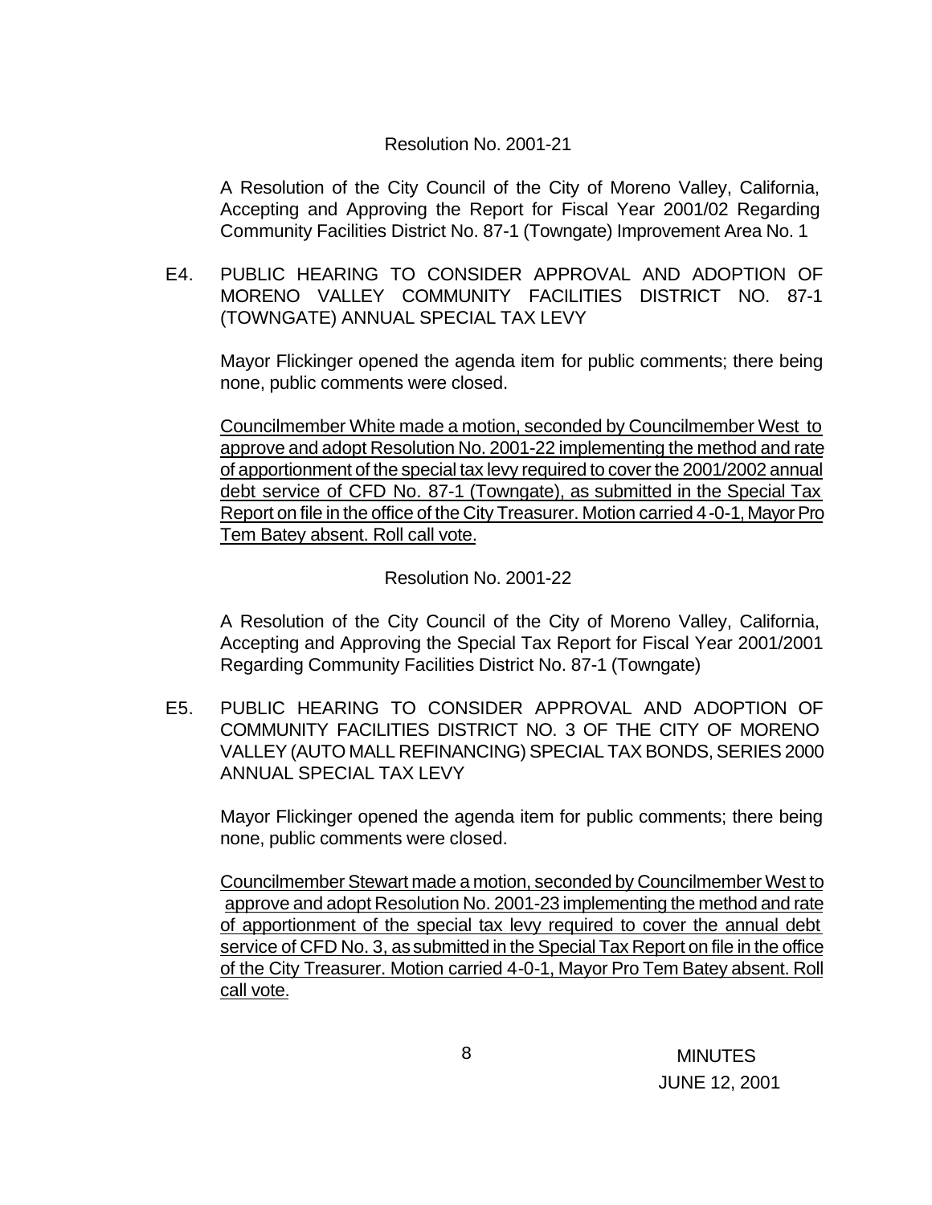Resolution No. 2001-21

A Resolution of the City Council of the City of Moreno Valley, California, Accepting and Approving the Report for Fiscal Year 2001/02 Regarding Community Facilities District No. 87-1 (Towngate) Improvement Area No. 1

E4. PUBLIC HEARING TO CONSIDER APPROVAL AND ADOPTION OF MORENO VALLEY COMMUNITY FACILITIES DISTRICT NO. 87-1 (TOWNGATE) ANNUAL SPECIAL TAX LEVY

Mayor Flickinger opened the agenda item for public comments; there being none, public comments were closed.

Councilmember White made a motion, seconded by Councilmember West to approve and adopt Resolution No. 2001-22 implementing the method and rate of apportionment of the special tax levy required to cover the 2001/2002 annual debt service of CFD No. 87-1 (Towngate), as submitted in the Special Tax Report on file in the office of the City Treasurer. Motion carried 4-0-1, Mayor Pro Tem Batey absent. Roll call vote.

Resolution No. 2001-22

A Resolution of the City Council of the City of Moreno Valley, California, Accepting and Approving the Special Tax Report for Fiscal Year 2001/2001 Regarding Community Facilities District No. 87-1 (Towngate)

E5. PUBLIC HEARING TO CONSIDER APPROVAL AND ADOPTION OF COMMUNITY FACILITIES DISTRICT NO. 3 OF THE CITY OF MORENO VALLEY (AUTO MALL REFINANCING) SPECIAL TAX BONDS, SERIES 2000 ANNUAL SPECIAL TAX LEVY

Mayor Flickinger opened the agenda item for public comments; there being none, public comments were closed.

Councilmember Stewart made a motion, seconded by Councilmember West to approve and adopt Resolution No. 2001-23 implementing the method and rate of apportionment of the special tax levy required to cover the annual debt service of CFD No. 3, as submitted in the Special Tax Report on file in the office of the City Treasurer. Motion carried 4-0-1, Mayor Pro Tem Batey absent. Roll call vote.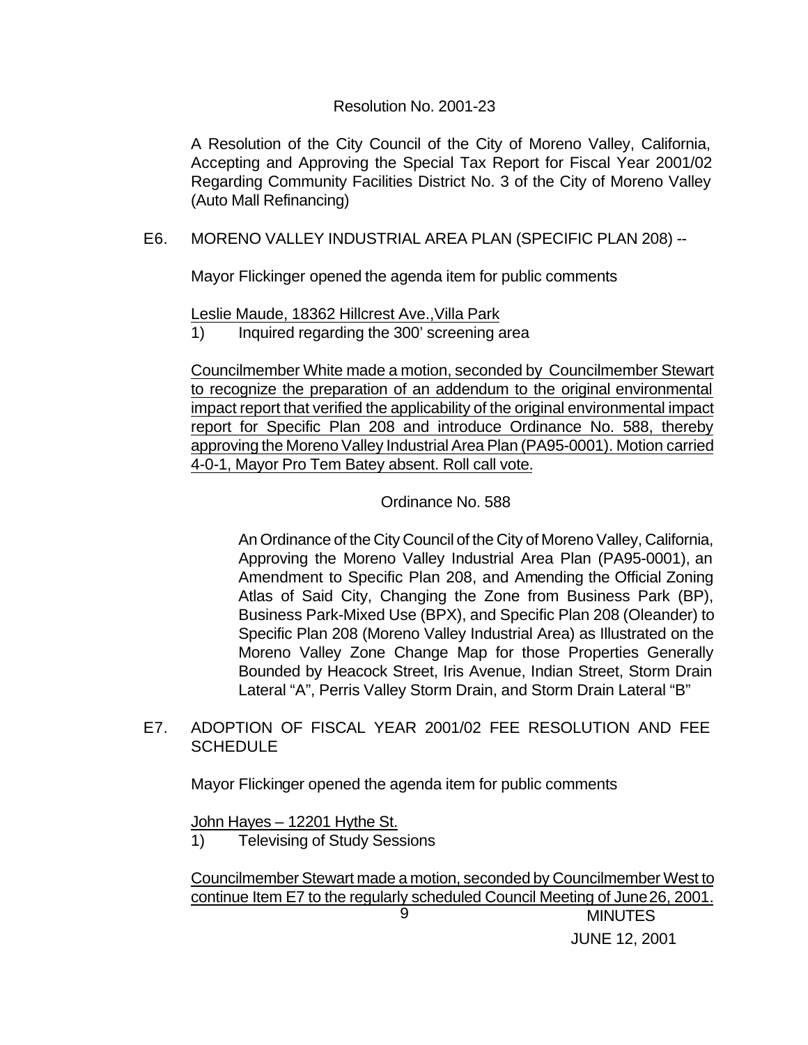Resolution No. 2001-23

A Resolution of the City Council of the City of Moreno Valley, California, Accepting and Approving the Special Tax Report for Fiscal Year 2001/02 Regarding Community Facilities District No. 3 of the City of Moreno Valley (Auto Mall Refinancing)

E6. MORENO VALLEY INDUSTRIAL AREA PLAN (SPECIFIC PLAN 208) --

Mayor Flickinger opened the agenda item for public comments

Leslie Maude, 18362 Hillcrest Ave.,Villa Park

1) Inquired regarding the 300' screening area

Councilmember White made a motion, seconded by Councilmember Stewart to recognize the preparation of an addendum to the original environmental impact report that verified the applicability of the original environmental impact report for Specific Plan 208 and introduce Ordinance No. 588, thereby approving the Moreno Valley Industrial Area Plan (PA95-0001). Motion carried 4-0-1, Mayor Pro Tem Batey absent. Roll call vote.

Ordinance No. 588

An Ordinance of the City Council of the City of Moreno Valley, California, Approving the Moreno Valley Industrial Area Plan (PA95-0001), an Amendment to Specific Plan 208, and Amending the Official Zoning Atlas of Said City, Changing the Zone from Business Park (BP), Business Park-Mixed Use (BPX), and Specific Plan 208 (Oleander) to Specific Plan 208 (Moreno Valley Industrial Area) as Illustrated on the Moreno Valley Zone Change Map for those Properties Generally Bounded by Heacock Street, Iris Avenue, Indian Street, Storm Drain Lateral "A", Perris Valley Storm Drain, and Storm Drain Lateral "B"

E7. ADOPTION OF FISCAL YEAR 2001/02 FEE RESOLUTION AND FEE SCHEDULE

Mayor Flickinger opened the agenda item for public comments

John Hayes – 12201 Hythe St.

1) Televising of Study Sessions

Councilmember Stewart made a motion, seconded by Councilmember West to continue Item E7 to the regularly scheduled Council Meeting of June 26, 2001.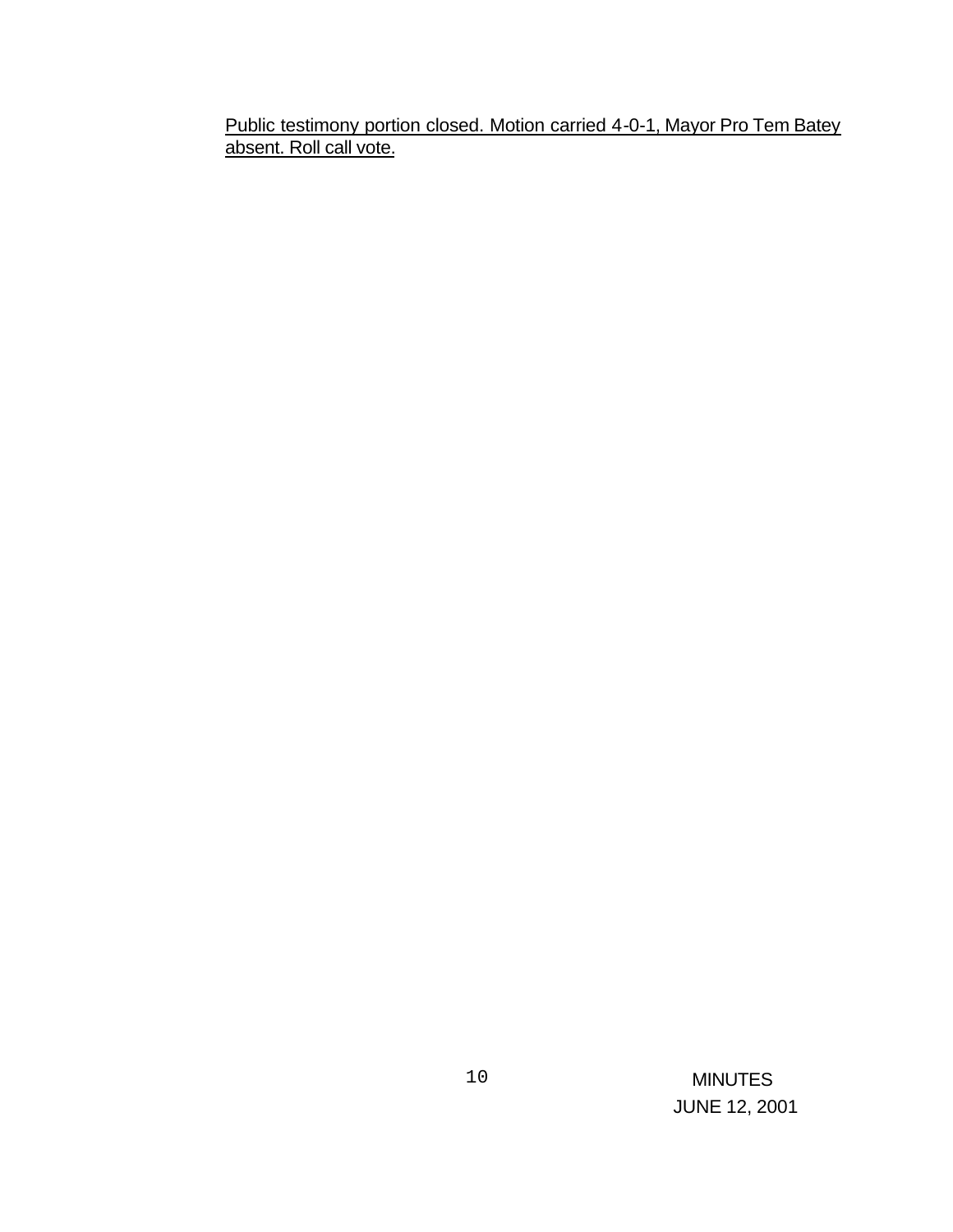Public testimony portion closed. Motion carried 4-0-1, Mayor Pro Tem Batey absent. Roll call vote.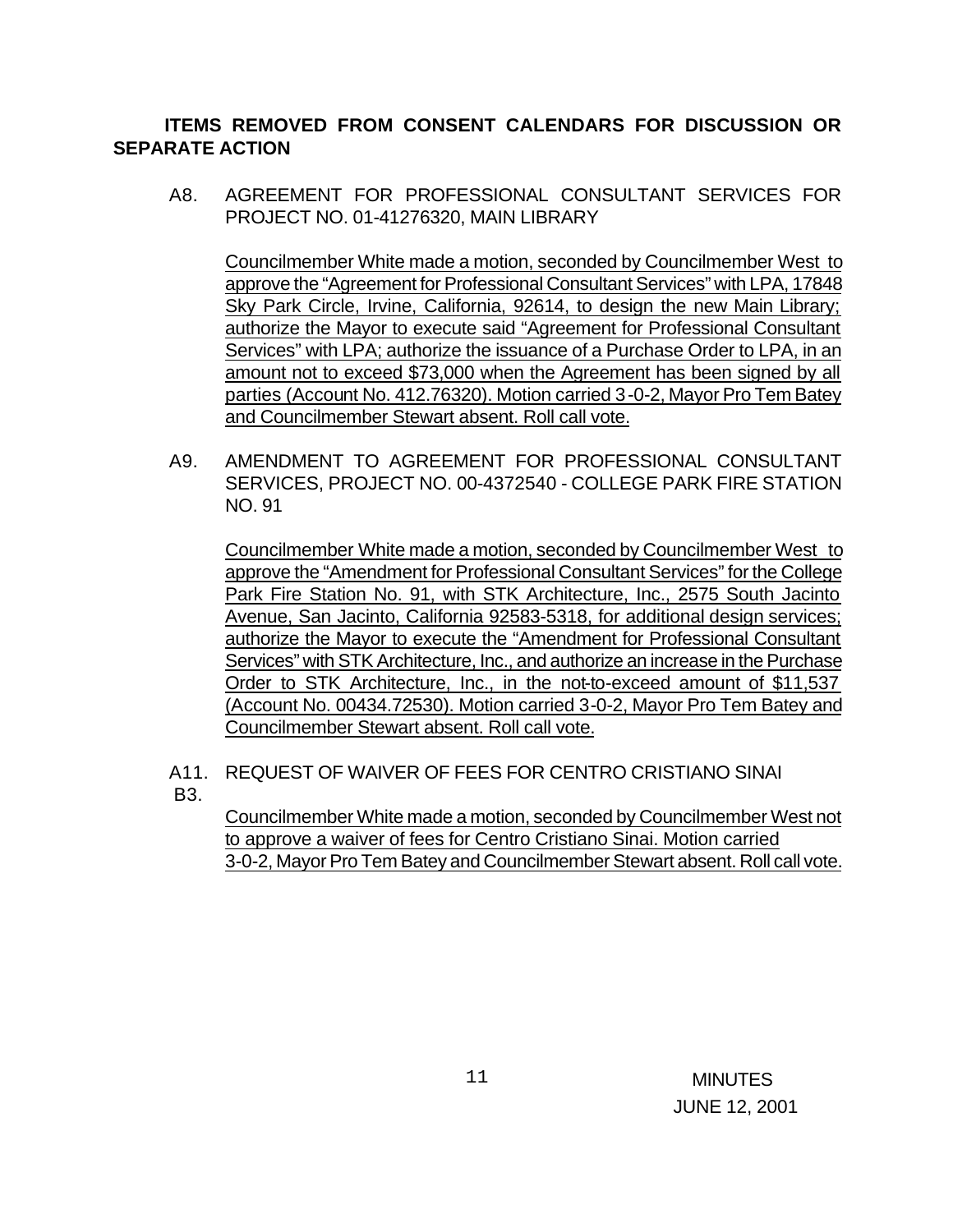**ITEMS REMOVED FROM CONSENT CALENDARS FOR DISCUSSION OR SEPARATE ACTION**

A8. AGREEMENT FOR PROFESSIONAL CONSULTANT SERVICES FOR PROJECT NO. 01-41276320, MAIN LIBRARY

Councilmember White made a motion, seconded by Councilmember West to approve the "Agreement for Professional Consultant Services" with LPA, 17848 Sky Park Circle, Irvine, California, 92614, to design the new Main Library; authorize the Mayor to execute said "Agreement for Professional Consultant Services" with LPA; authorize the issuance of a Purchase Order to LPA, in an amount not to exceed $73,000 when the Agreement has been signed by all parties (Account No. 412.76320). Motion carried 3-0-2, Mayor Pro Tem Batey and Councilmember Stewart absent. Roll call vote.

A9. AMENDMENT TO AGREEMENT FOR PROFESSIONAL CONSULTANT SERVICES, PROJECT NO. 00-4372540 - COLLEGE PARK FIRE STATION NO. 91

Councilmember White made a motion, seconded by Councilmember West to approve the "Amendment for Professional Consultant Services" for the College Park Fire Station No. 91, with STK Architecture, Inc., 2575 South Jacinto Avenue, San Jacinto, California 92583-5318, for additional design services; authorize the Mayor to execute the "Amendment for Professional Consultant Services" with STK Architecture, Inc., and authorize an increase in the Purchase Order to STK Architecture, Inc., in the not-to-exceed amount of $11,537 (Account No. 00434.72530). Motion carried 3-0-2, Mayor Pro Tem Batey and Councilmember Stewart absent. Roll call vote.

A11. REQUEST OF WAIVER OF FEES FOR CENTRO CRISTIANO SINAI
B3.

Councilmember White made a motion, seconded by Councilmember West not to approve a waiver of fees for Centro Cristiano Sinai. Motion carried 3-0-2, Mayor Pro Tem Batey and Councilmember Stewart absent. Roll call vote.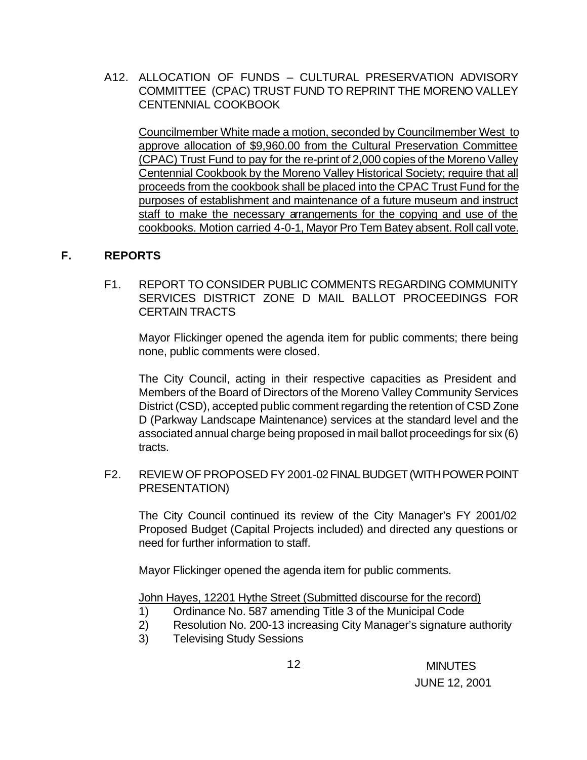A12. ALLOCATION OF FUNDS – CULTURAL PRESERVATION ADVISORY COMMITTEE (CPAC) TRUST FUND TO REPRINT THE MORENO VALLEY CENTENNIAL COOKBOOK

Councilmember White made a motion, seconded by Councilmember West to approve allocation of $9,960.00 from the Cultural Preservation Committee (CPAC) Trust Fund to pay for the re-print of 2,000 copies of the Moreno Valley Centennial Cookbook by the Moreno Valley Historical Society; require that all proceeds from the cookbook shall be placed into the CPAC Trust Fund for the purposes of establishment and maintenance of a future museum and instruct staff to make the necessary arrangements for the copying and use of the cookbooks. Motion carried 4-0-1, Mayor Pro Tem Batey absent. Roll call vote.

## F. REPORTS

F1. REPORT TO CONSIDER PUBLIC COMMENTS REGARDING COMMUNITY SERVICES DISTRICT ZONE D MAIL BALLOT PROCEEDINGS FOR CERTAIN TRACTS

Mayor Flickinger opened the agenda item for public comments; there being none, public comments were closed.

The City Council, acting in their respective capacities as President and Members of the Board of Directors of the Moreno Valley Community Services District (CSD), accepted public comment regarding the retention of CSD Zone D (Parkway Landscape Maintenance) services at the standard level and the associated annual charge being proposed in mail ballot proceedings for six (6) tracts.

F2. REVIEW OF PROPOSED FY 2001-02 FINAL BUDGET (WITH POWER POINT PRESENTATION)

The City Council continued its review of the City Manager's FY 2001/02 Proposed Budget (Capital Projects included) and directed any questions or need for further information to staff.

Mayor Flickinger opened the agenda item for public comments.

John Hayes, 12201 Hythe Street (Submitted discourse for the record)

1) Ordinance No. 587 amending Title 3 of the Municipal Code
2) Resolution No. 200-13 increasing City Manager's signature authority
3) Televising Study Sessions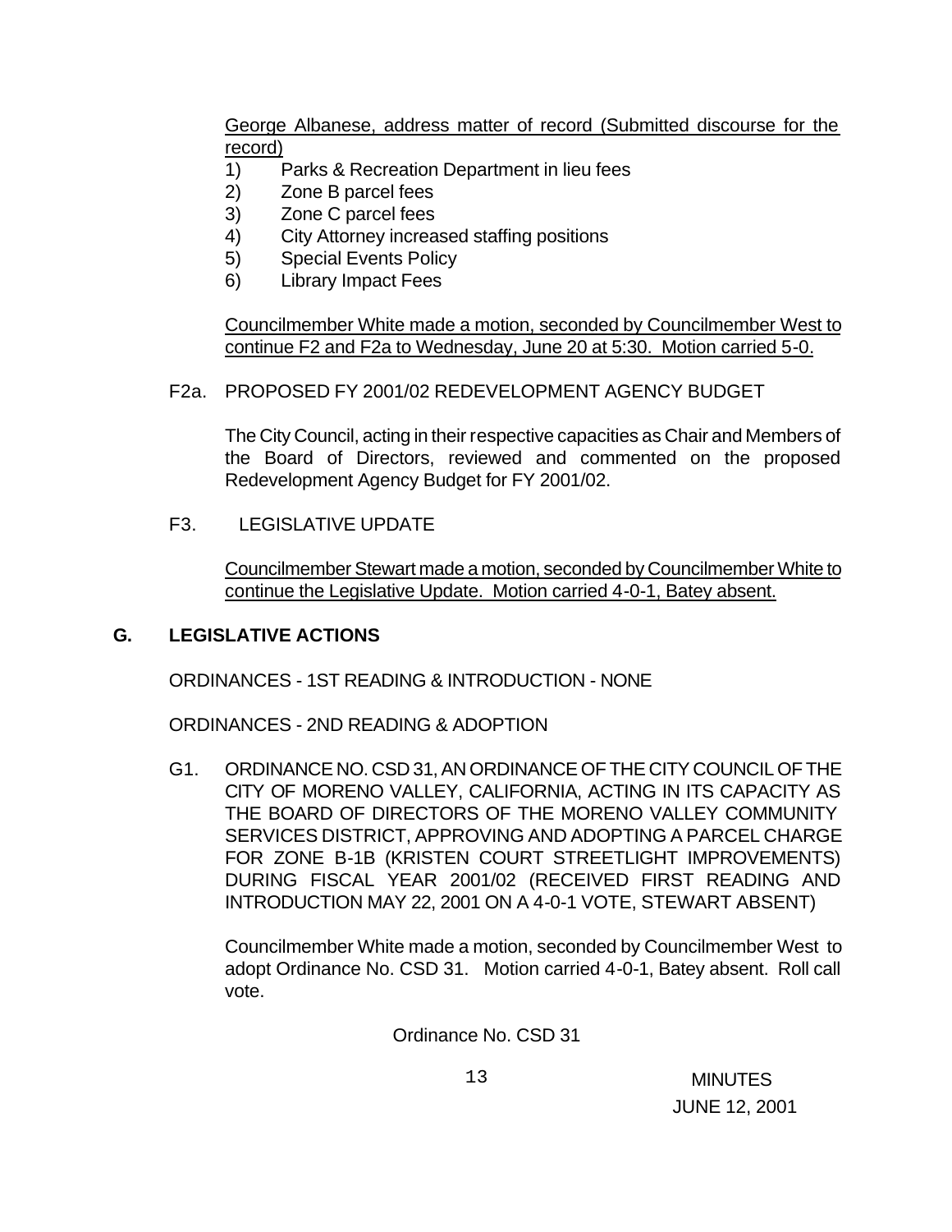George Albanese, address matter of record (Submitted discourse for the record)

1) Parks & Recreation Department in lieu fees
2) Zone B parcel fees
3) Zone C parcel fees
4) City Attorney increased staffing positions
5) Special Events Policy
6) Library Impact Fees

Councilmember White made a motion, seconded by Councilmember West to continue F2 and F2a to Wednesday, June 20 at 5:30. Motion carried 5-0.

F2a. PROPOSED FY 2001/02 REDEVELOPMENT AGENCY BUDGET

The City Council, acting in their respective capacities as Chair and Members of the Board of Directors, reviewed and commented on the proposed Redevelopment Agency Budget for FY 2001/02.

F3. LEGISLATIVE UPDATE

Councilmember Stewart made a motion, seconded by Councilmember White to continue the Legislative Update. Motion carried 4-0-1, Batey absent.

## G. LEGISLATIVE ACTIONS

ORDINANCES - 1ST READING & INTRODUCTION - NONE

ORDINANCES - 2ND READING & ADOPTION

G1. ORDINANCE NO. CSD 31, AN ORDINANCE OF THE CITY COUNCIL OF THE CITY OF MORENO VALLEY, CALIFORNIA, ACTING IN ITS CAPACITY AS THE BOARD OF DIRECTORS OF THE MORENO VALLEY COMMUNITY SERVICES DISTRICT, APPROVING AND ADOPTING A PARCEL CHARGE FOR ZONE B-1B (KRISTEN COURT STREETLIGHT IMPROVEMENTS) DURING FISCAL YEAR 2001/02 (RECEIVED FIRST READING AND INTRODUCTION MAY 22, 2001 ON A 4-0-1 VOTE, STEWART ABSENT)

Councilmember White made a motion, seconded by Councilmember West to adopt Ordinance No. CSD 31. Motion carried 4-0-1, Batey absent. Roll call vote.

Ordinance No. CSD 31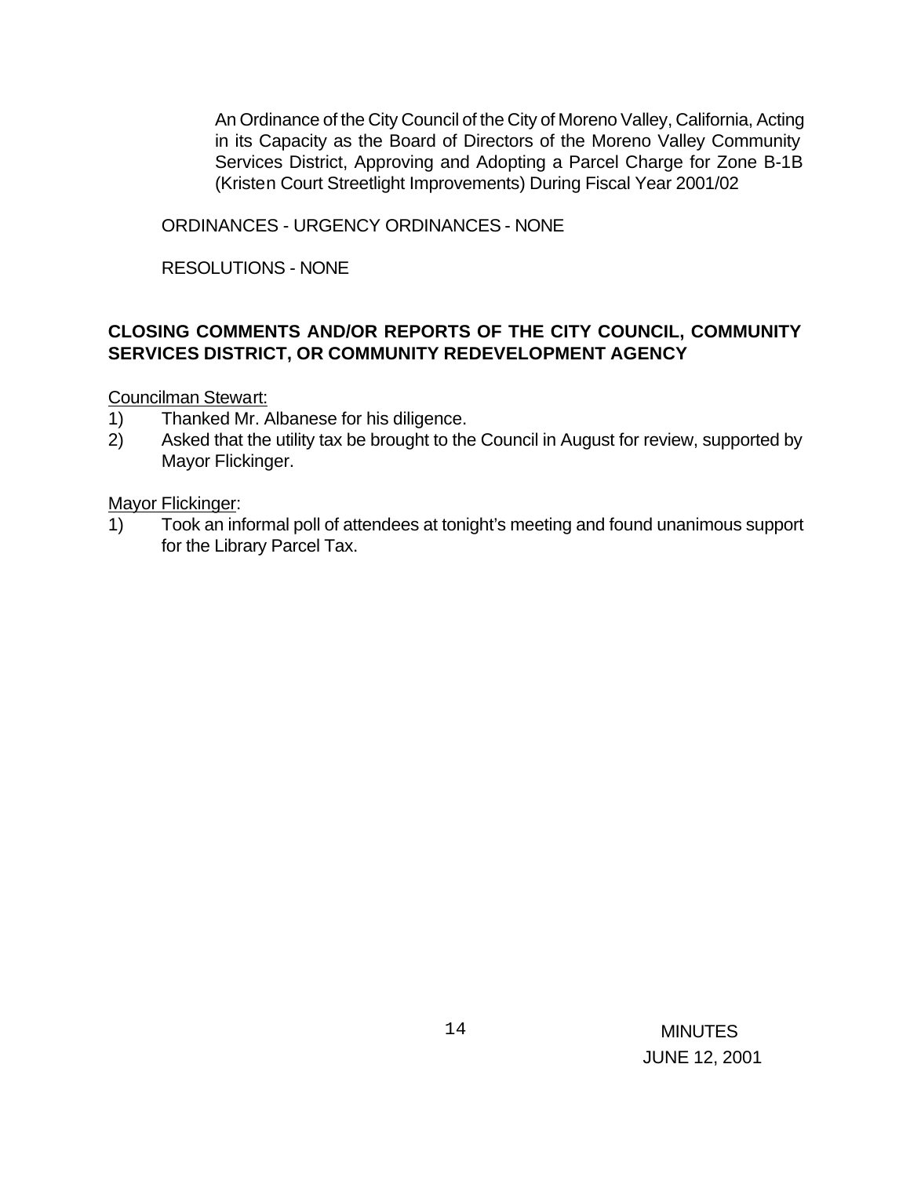An Ordinance of the City Council of the City of Moreno Valley, California, Acting in its Capacity as the Board of Directors of the Moreno Valley Community Services District, Approving and Adopting a Parcel Charge for Zone B-1B (Kristen Court Streetlight Improvements) During Fiscal Year 2001/02

ORDINANCES - URGENCY ORDINANCES - NONE

RESOLUTIONS - NONE

**CLOSING COMMENTS AND/OR REPORTS OF THE CITY COUNCIL, COMMUNITY SERVICES DISTRICT, OR COMMUNITY REDEVELOPMENT AGENCY**

Councilman Stewart:

1) Thanked Mr. Albanese for his diligence.
2) Asked that the utility tax be brought to the Council in August for review, supported by Mayor Flickinger.

Mayor Flickinger:

1) Took an informal poll of attendees at tonight's meeting and found unanimous support for the Library Parcel Tax.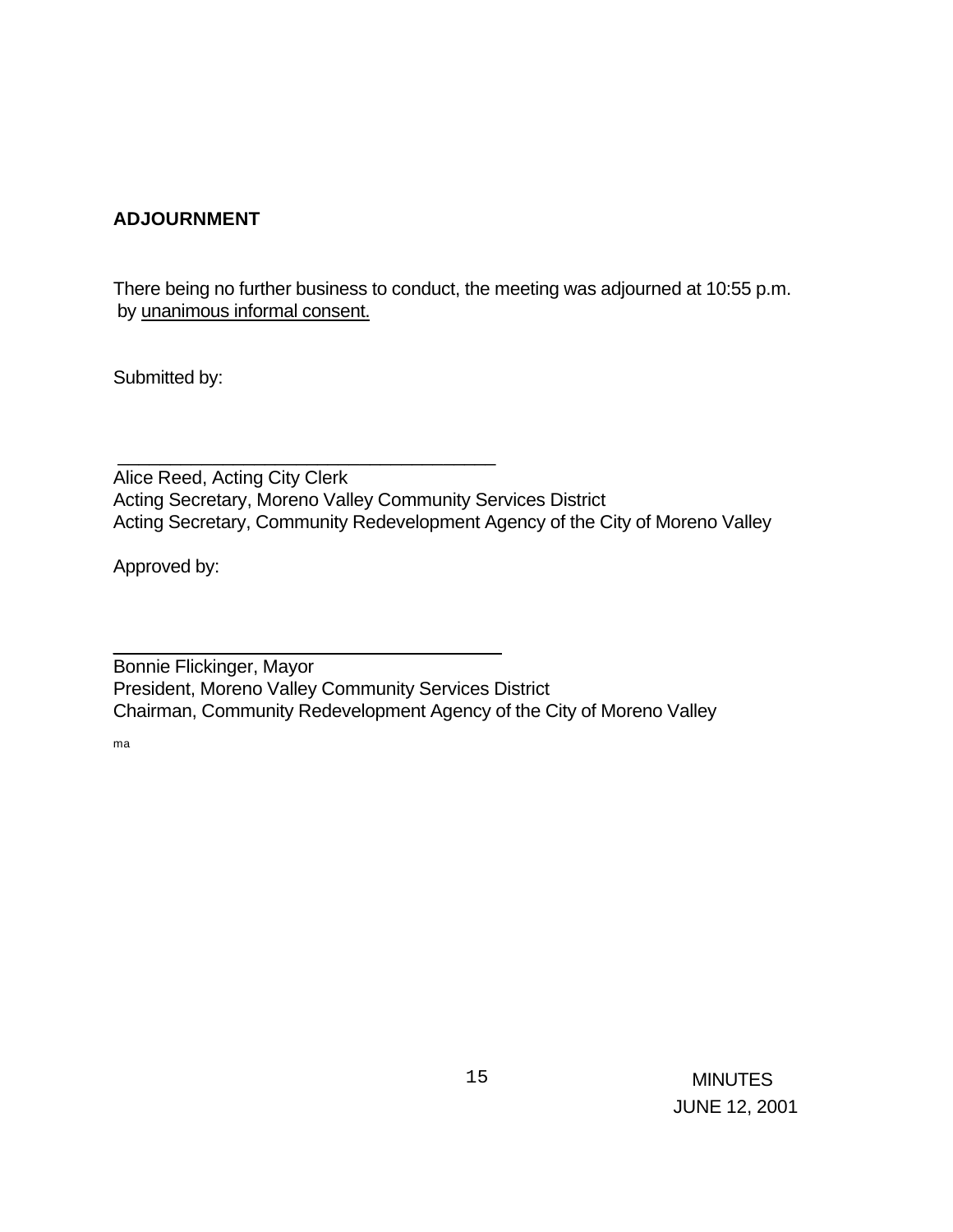## ADJOURNMENT

There being no further business to conduct, the meeting was adjourned at 10:55 p.m. by unanimous informal consent.

Submitted by:

\_\_\_\_\_\_\_\_\_\_\_\_\_\_\_\_\_\_\_\_\_\_\_\_\_\_\_\_\_\_\_\_\_\_\_\_\_\_\_

Alice Reed, Acting City Clerk
Acting Secretary, Moreno Valley Community Services District
Acting Secretary, Community Redevelopment Agency of the City of Moreno Valley

Approved by:

\_\_\_\_\_\_\_\_\_\_\_\_\_\_\_\_\_\_\_\_\_\_\_\_\_\_\_\_\_\_\_\_\_\_\_\_\_\_\_

Bonnie Flickinger, Mayor
President, Moreno Valley Community Services District
Chairman, Community Redevelopment Agency of the City of Moreno Valley

ma